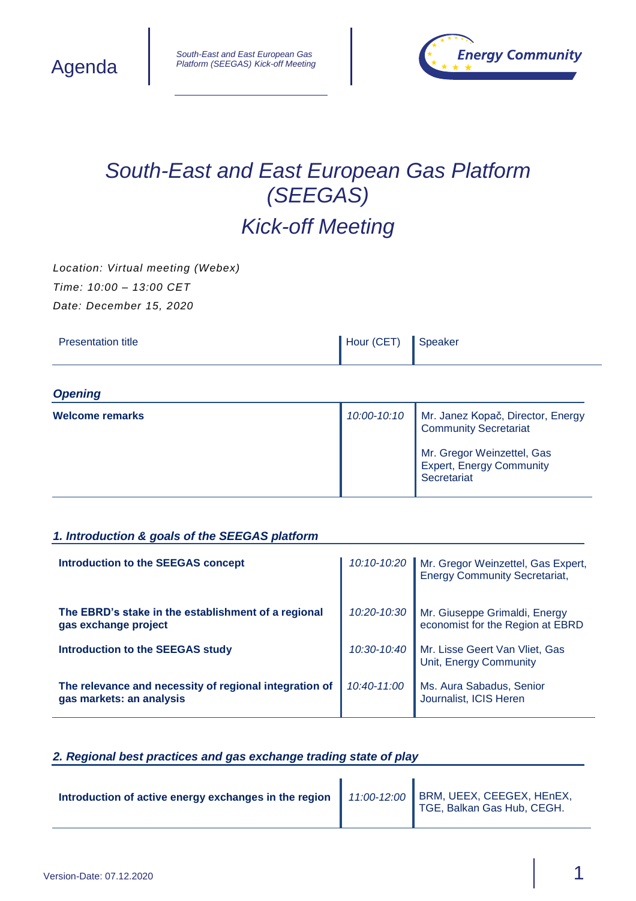Agenda

*South-East and East European Gas Platform (SEEGAS) Kick-off Meeting*

# *South-East and East European Gas Platform (SEEGAS)*

## *Kick-off Meeting*

*Location: Virtual meeting (Webex)*

*Time: 10:00 – 13:00 CET*

*Date: December 15, 2020*

| Presentation title | Hour (CET) | Speaker |
|---|---|---|
| ***Opening*** | | |
| **Welcome remarks** | *10:00-10:10* | Mr. Janez Kopač, Director, Energy Community Secretariat<br><br>Mr. Gregor Weinzettel, Gas Expert, Energy Community Secretariat |
| ***1. Introduction & goals of the SEEGAS platform*** | | |
| **Introduction to the SEEGAS concept** | *10:10-10:20* | Mr. Gregor Weinzettel, Gas Expert, Energy Community Secretariat, |
| **The EBRD's stake in the establishment of a regional gas exchange project** | *10:20-10:30* | Mr. Giuseppe Grimaldi, Energy economist for the Region at EBRD |
| **Introduction to the SEEGAS study** | *10:30-10:40* | Mr. Lisse Geert Van Vliet, Gas Unit, Energy Community |
| **The relevance and necessity of regional integration of gas markets: an analysis** | *10:40-11:00* | Ms. Aura Sabadus, Senior Journalist, ICIS Heren |
| ***2. Regional best practices and gas exchange trading state of play*** | | |
| **Introduction of active energy exchanges in the region** | *11:00-12:00* | BRM, UEEX, CEEGEX, HEnEX, TGE, Balkan Gas Hub, CEGH. |

Version-Date: 07.12.2020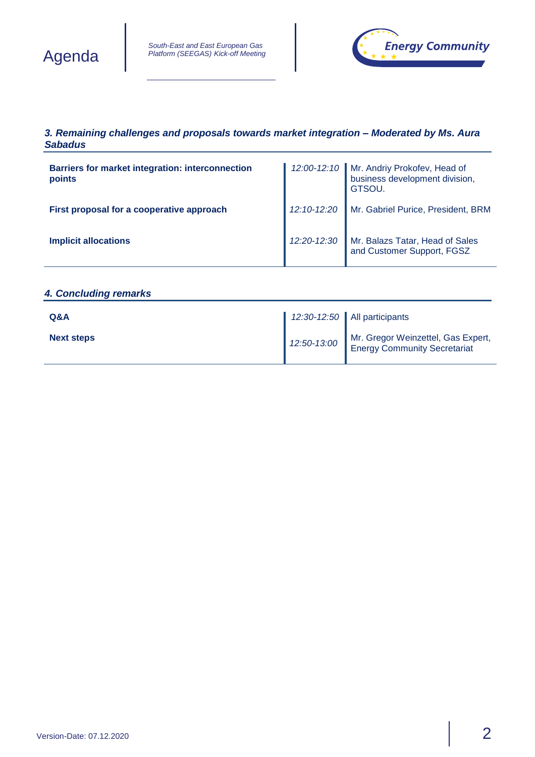### *3. Remaining challenges and proposals towards market integration – Moderated by Ms. Aura Sabadus*

| | | |
|---|---|---|
| **Barriers for market integration: interconnection points** | *12:00-12:10* | Mr. Andriy Prokofev, Head of business development division, GTSOU. |
| **First proposal for a cooperative approach** | *12:10-12:20* | Mr. Gabriel Purice, President, BRM |
| **Implicit allocations** | *12:20-12:30* | Mr. Balazs Tatar, Head of Sales and Customer Support, FGSZ |

### *4. Concluding remarks*

| | | |
|---|---|---|
| **Q&A** | *12:30-12:50* | All participants |
| **Next steps** | *12:50-13:00* | Mr. Gregor Weinzettel, Gas Expert, Energy Community Secretariat |

Version-Date: 07.12.2020